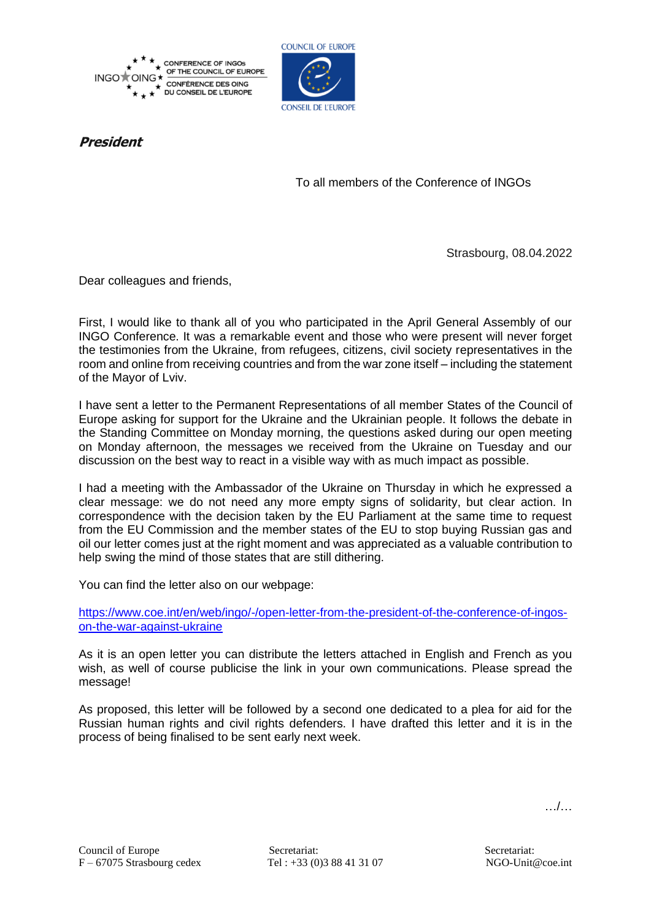CONFERENCE OF INGOs OF THE COUNCIL OF EUROPE
CONFÉRENCE DES OING DU CONSEIL DE L'EUROPE

COUNCIL OF EUROPE
CONSEIL DE L'EUROPE

***President***

To all members of the Conference of INGOs

Strasbourg, 08.04.2022

Dear colleagues and friends,

First, I would like to thank all of you who participated in the April General Assembly of our INGO Conference. It was a remarkable event and those who were present will never forget the testimonies from the Ukraine, from refugees, citizens, civil society representatives in the room and online from receiving countries and from the war zone itself – including the statement of the Mayor of Lviv.

I have sent a letter to the Permanent Representations of all member States of the Council of Europe asking for support for the Ukraine and the Ukrainian people. It follows the debate in the Standing Committee on Monday morning, the questions asked during our open meeting on Monday afternoon, the messages we received from the Ukraine on Tuesday and our discussion on the best way to react in a visible way with as much impact as possible.

I had a meeting with the Ambassador of the Ukraine on Thursday in which he expressed a clear message: we do not need any more empty signs of solidarity, but clear action. In correspondence with the decision taken by the EU Parliament at the same time to request from the EU Commission and the member states of the EU to stop buying Russian gas and oil our letter comes just at the right moment and was appreciated as a valuable contribution to help swing the mind of those states that are still dithering.

You can find the letter also on our webpage:

[https://www.coe.int/en/web/ingo/-/open-letter-from-the-president-of-the-conference-of-ingos-on-the-war-against-ukraine](https://www.coe.int/en/web/ingo/-/open-letter-from-the-president-of-the-conference-of-ingos-on-the-war-against-ukraine)

As it is an open letter you can distribute the letters attached in English and French as you wish, as well of course publicise the link in your own communications. Please spread the message!

As proposed, this letter will be followed by a second one dedicated to a plea for aid for the Russian human rights and civil rights defenders. I have drafted this letter and it is in the process of being finalised to be sent early next week.

…/…

Council of Europe
F – 67075 Strasbourg cedex

Secretariat:
Tel : +33 (0)3 88 41 31 07

Secretariat:
NGO-Unit@coe.int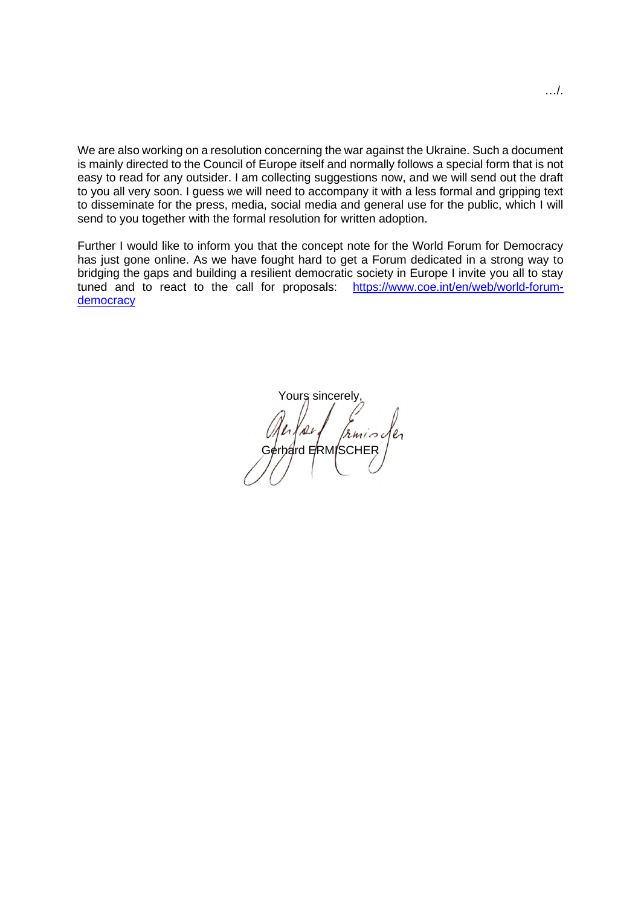…/.

We are also working on a resolution concerning the war against the Ukraine. Such a document is mainly directed to the Council of Europe itself and normally follows a special form that is not easy to read for any outsider. I am collecting suggestions now, and we will send out the draft to you all very soon. I guess we will need to accompany it with a less formal and gripping text to disseminate for the press, media, social media and general use for the public, which I will send to you together with the formal resolution for written adoption.

Further I would like to inform you that the concept note for the World Forum for Democracy has just gone online. As we have fought hard to get a Forum dedicated in a strong way to bridging the gaps and building a resilient democratic society in Europe I invite you all to stay tuned and to react to the call for proposals: [https://www.coe.int/en/web/world-forum-democracy](https://www.coe.int/en/web/world-forum-democracy)

Yours sincerely,

Gerhard ERMISCHER